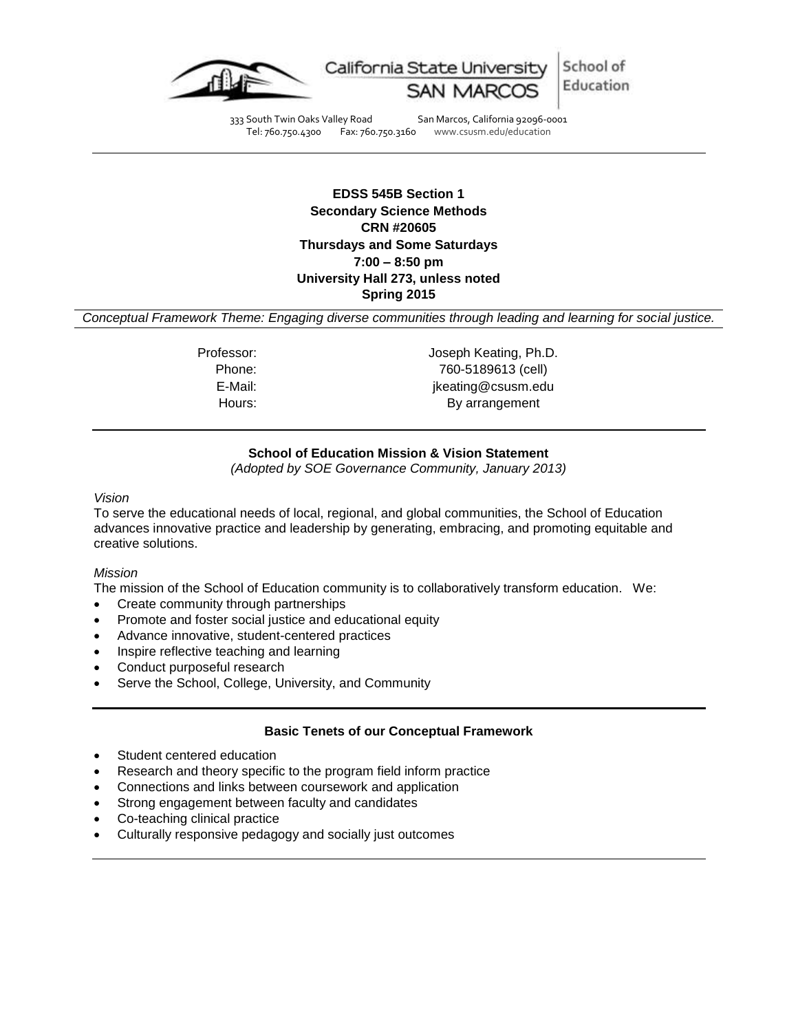California State University SAN MARCOS | School of Education

333 South Twin Oaks Valley Road San Marcos, California 92096-0001
Tel: 760.750.4300 Fax: 760.750.3160 www.csusm.edu/education

---

**EDSS 545B Section 1**
**Secondary Science Methods**
**CRN #20605**
**Thursdays and Some Saturdays**
**7:00 – 8:50 pm**
**University Hall 273, unless noted**
**Spring 2015**

*Conceptual Framework Theme: Engaging diverse communities through leading and learning for social justice.*

| | |
|---|---|
| Professor: | Joseph Keating, Ph.D. |
| Phone: | 760-5189613 (cell) |
| E-Mail: | jkeating@csusm.edu |
| Hours: | By arrangement |

---

**School of Education Mission & Vision Statement**

*(Adopted by SOE Governance Community, January 2013)*

*Vision*

To serve the educational needs of local, regional, and global communities, the School of Education advances innovative practice and leadership by generating, embracing, and promoting equitable and creative solutions.

*Mission*

The mission of the School of Education community is to collaboratively transform education. We:

- Create community through partnerships
- Promote and foster social justice and educational equity
- Advance innovative, student-centered practices
- Inspire reflective teaching and learning
- Conduct purposeful research
- Serve the School, College, University, and Community

---

**Basic Tenets of our Conceptual Framework**

- Student centered education
- Research and theory specific to the program field inform practice
- Connections and links between coursework and application
- Strong engagement between faculty and candidates
- Co-teaching clinical practice
- Culturally responsive pedagogy and socially just outcomes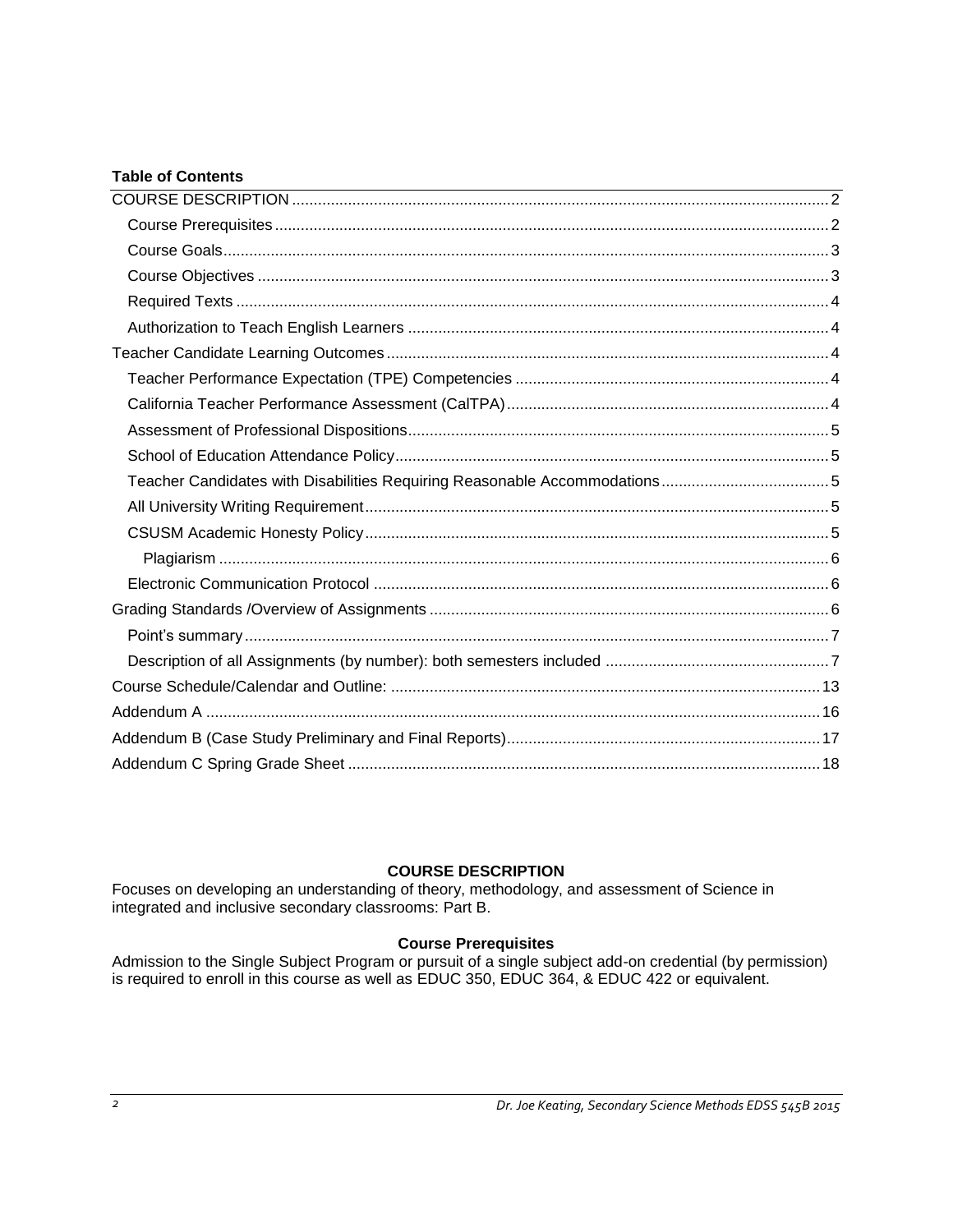**Table of Contents**

COURSE DESCRIPTION ..... 2
- Course Prerequisites ..... 2
- Course Goals ..... 3
- Course Objectives ..... 3
- Required Texts ..... 4
- Authorization to Teach English Learners ..... 4

Teacher Candidate Learning Outcomes ..... 4
- Teacher Performance Expectation (TPE) Competencies ..... 4
- California Teacher Performance Assessment (CalTPA) ..... 4
- Assessment of Professional Dispositions ..... 5
- School of Education Attendance Policy ..... 5
- Teacher Candidates with Disabilities Requiring Reasonable Accommodations ..... 5
- All University Writing Requirement ..... 5
- CSUSM Academic Honesty Policy ..... 5
  - Plagiarism ..... 6
- Electronic Communication Protocol ..... 6

Grading Standards /Overview of Assignments ..... 6
- Point's summary ..... 7
- Description of all Assignments (by number): both semesters included ..... 7

Course Schedule/Calendar and Outline: ..... 13

Addendum A ..... 16

Addendum B (Case Study Preliminary and Final Reports) ..... 17

Addendum C Spring Grade Sheet ..... 18

# COURSE DESCRIPTION

Focuses on developing an understanding of theory, methodology, and assessment of Science in integrated and inclusive secondary classrooms: Part B.

## Course Prerequisites

Admission to the Single Subject Program or pursuit of a single subject add-on credential (by permission) is required to enroll in this course as well as EDUC 350, EDUC 364, & EDUC 422 or equivalent.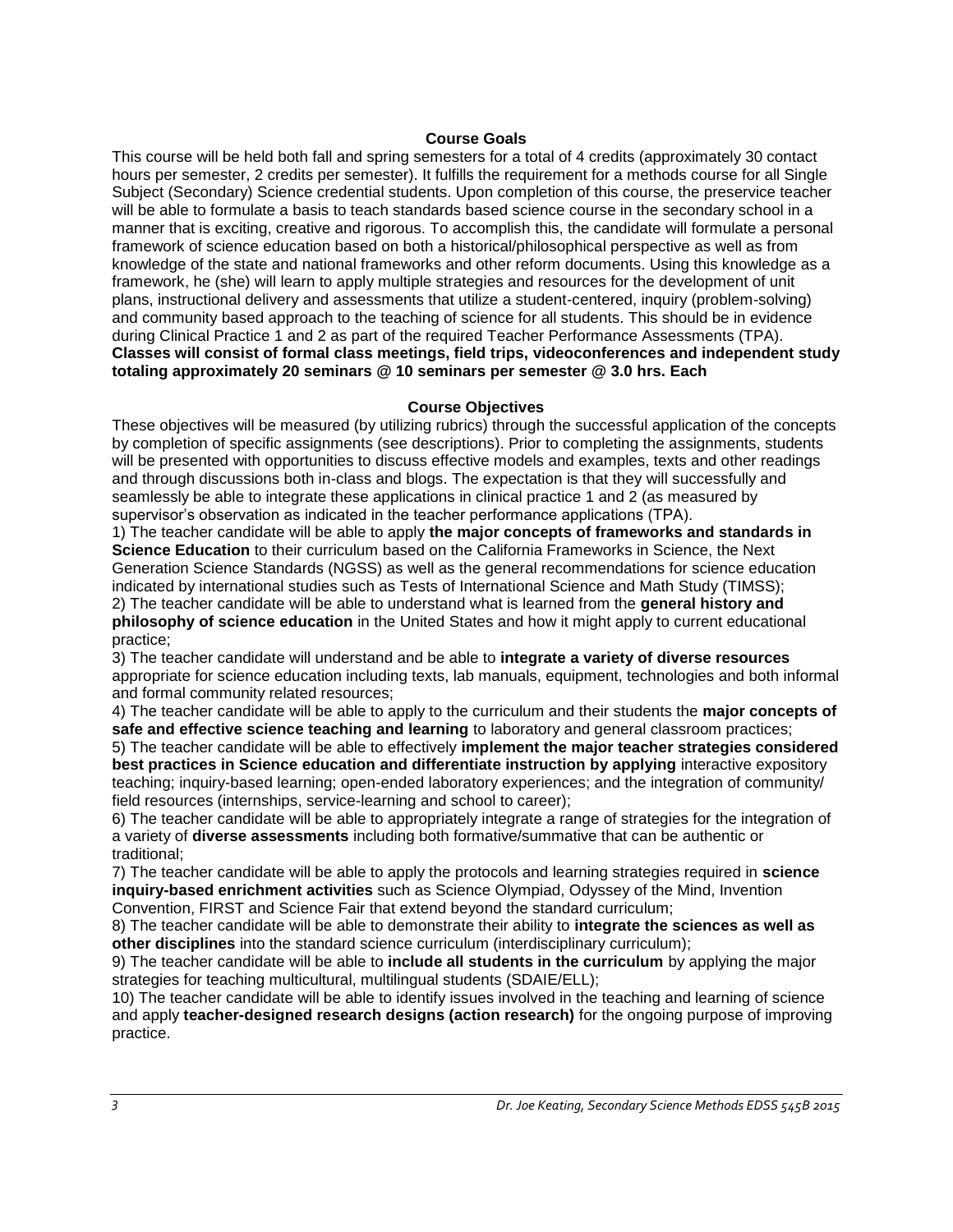## Course Goals

This course will be held both fall and spring semesters for a total of 4 credits (approximately 30 contact hours per semester, 2 credits per semester). It fulfills the requirement for a methods course for all Single Subject (Secondary) Science credential students. Upon completion of this course, the preservice teacher will be able to formulate a basis to teach standards based science course in the secondary school in a manner that is exciting, creative and rigorous. To accomplish this, the candidate will formulate a personal framework of science education based on both a historical/philosophical perspective as well as from knowledge of the state and national frameworks and other reform documents. Using this knowledge as a framework, he (she) will learn to apply multiple strategies and resources for the development of unit plans, instructional delivery and assessments that utilize a student-centered, inquiry (problem-solving) and community based approach to the teaching of science for all students. This should be in evidence during Clinical Practice 1 and 2 as part of the required Teacher Performance Assessments (TPA). **Classes will consist of formal class meetings, field trips, videoconferences and independent study totaling approximately 20 seminars @ 10 seminars per semester @ 3.0 hrs. Each**

## Course Objectives

These objectives will be measured (by utilizing rubrics) through the successful application of the concepts by completion of specific assignments (see descriptions). Prior to completing the assignments, students will be presented with opportunities to discuss effective models and examples, texts and other readings and through discussions both in-class and blogs. The expectation is that they will successfully and seamlessly be able to integrate these applications in clinical practice 1 and 2 (as measured by supervisor's observation as indicated in the teacher performance applications (TPA).

1) The teacher candidate will be able to apply **the major concepts of frameworks and standards in Science Education** to their curriculum based on the California Frameworks in Science, the Next Generation Science Standards (NGSS) as well as the general recommendations for science education indicated by international studies such as Tests of International Science and Math Study (TIMSS);

2) The teacher candidate will be able to understand what is learned from the **general history and philosophy of science education** in the United States and how it might apply to current educational practice;

3) The teacher candidate will understand and be able to **integrate a variety of diverse resources** appropriate for science education including texts, lab manuals, equipment, technologies and both informal and formal community related resources;

4) The teacher candidate will be able to apply to the curriculum and their students the **major concepts of safe and effective science teaching and learning** to laboratory and general classroom practices;

5) The teacher candidate will be able to effectively **implement the major teacher strategies considered best practices in Science education and differentiate instruction by applying** interactive expository teaching; inquiry-based learning; open-ended laboratory experiences; and the integration of community/ field resources (internships, service-learning and school to career);

6) The teacher candidate will be able to appropriately integrate a range of strategies for the integration of a variety of **diverse assessments** including both formative/summative that can be authentic or traditional;

7) The teacher candidate will be able to apply the protocols and learning strategies required in **science inquiry-based enrichment activities** such as Science Olympiad, Odyssey of the Mind, Invention Convention, FIRST and Science Fair that extend beyond the standard curriculum;

8) The teacher candidate will be able to demonstrate their ability to **integrate the sciences as well as other disciplines** into the standard science curriculum (interdisciplinary curriculum);

9) The teacher candidate will be able to **include all students in the curriculum** by applying the major strategies for teaching multicultural, multilingual students (SDAIE/ELL);

10) The teacher candidate will be able to identify issues involved in the teaching and learning of science and apply **teacher-designed research designs (action research)** for the ongoing purpose of improving practice.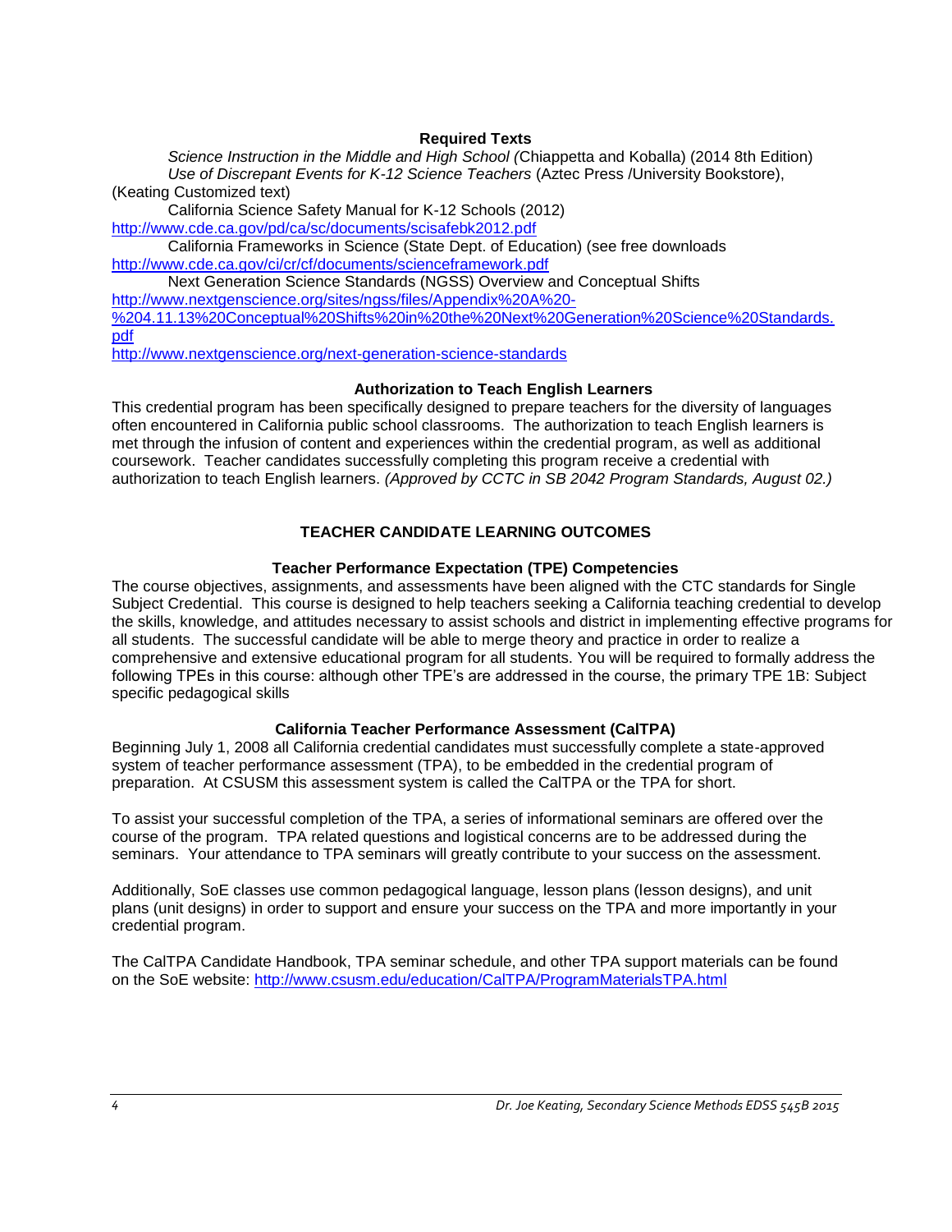**Required Texts**

*Science Instruction in the Middle and High School (*Chiappetta and Koballa) (2014 8th Edition)
*Use of Discrepant Events for K-12 Science Teachers* (Aztec Press /University Bookstore), (Keating Customized text)
California Science Safety Manual for K-12 Schools (2012) http://www.cde.ca.gov/pd/ca/sc/documents/scisafebk2012.pdf
California Frameworks in Science (State Dept. of Education) (see free downloads http://www.cde.ca.gov/ci/cr/cf/documents/scienceframework.pdf
Next Generation Science Standards (NGSS) Overview and Conceptual Shifts http://www.nextgenscience.org/sites/ngss/files/Appendix%20A%20-%204.11.13%20Conceptual%20Shifts%20in%20the%20Next%20Generation%20Science%20Standards.pdf
http://www.nextgenscience.org/next-generation-science-standards

**Authorization to Teach English Learners**

This credential program has been specifically designed to prepare teachers for the diversity of languages often encountered in California public school classrooms. The authorization to teach English learners is met through the infusion of content and experiences within the credential program, as well as additional coursework. Teacher candidates successfully completing this program receive a credential with authorization to teach English learners. *(Approved by CCTC in SB 2042 Program Standards, August 02.)*

## TEACHER CANDIDATE LEARNING OUTCOMES

**Teacher Performance Expectation (TPE) Competencies**

The course objectives, assignments, and assessments have been aligned with the CTC standards for Single Subject Credential. This course is designed to help teachers seeking a California teaching credential to develop the skills, knowledge, and attitudes necessary to assist schools and district in implementing effective programs for all students. The successful candidate will be able to merge theory and practice in order to realize a comprehensive and extensive educational program for all students. You will be required to formally address the following TPEs in this course: although other TPE's are addressed in the course, the primary TPE 1B: Subject specific pedagogical skills

**California Teacher Performance Assessment (CalTPA)**

Beginning July 1, 2008 all California credential candidates must successfully complete a state-approved system of teacher performance assessment (TPA), to be embedded in the credential program of preparation. At CSUSM this assessment system is called the CalTPA or the TPA for short.

To assist your successful completion of the TPA, a series of informational seminars are offered over the course of the program. TPA related questions and logistical concerns are to be addressed during the seminars. Your attendance to TPA seminars will greatly contribute to your success on the assessment.

Additionally, SoE classes use common pedagogical language, lesson plans (lesson designs), and unit plans (unit designs) in order to support and ensure your success on the TPA and more importantly in your credential program.

The CalTPA Candidate Handbook, TPA seminar schedule, and other TPA support materials can be found on the SoE website: http://www.csusm.edu/education/CalTPA/ProgramMaterialsTPA.html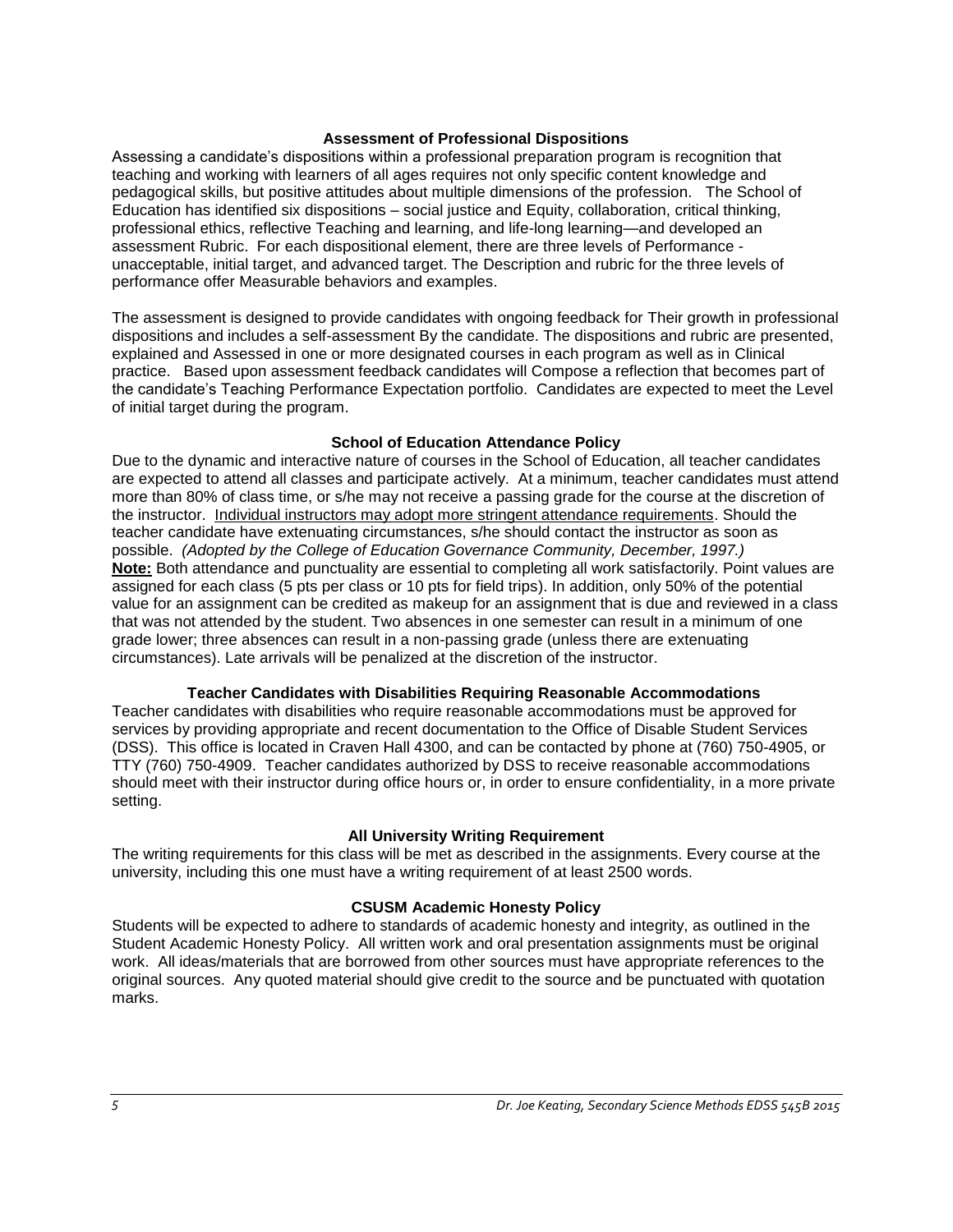## Assessment of Professional Dispositions

Assessing a candidate's dispositions within a professional preparation program is recognition that teaching and working with learners of all ages requires not only specific content knowledge and pedagogical skills, but positive attitudes about multiple dimensions of the profession. The School of Education has identified six dispositions – social justice and Equity, collaboration, critical thinking, professional ethics, reflective Teaching and learning, and life-long learning—and developed an assessment Rubric. For each dispositional element, there are three levels of Performance - unacceptable, initial target, and advanced target. The Description and rubric for the three levels of performance offer Measurable behaviors and examples.

The assessment is designed to provide candidates with ongoing feedback for Their growth in professional dispositions and includes a self-assessment By the candidate. The dispositions and rubric are presented, explained and Assessed in one or more designated courses in each program as well as in Clinical practice. Based upon assessment feedback candidates will Compose a reflection that becomes part of the candidate's Teaching Performance Expectation portfolio. Candidates are expected to meet the Level of initial target during the program.

## School of Education Attendance Policy

Due to the dynamic and interactive nature of courses in the School of Education, all teacher candidates are expected to attend all classes and participate actively. At a minimum, teacher candidates must attend more than 80% of class time, or s/he may not receive a passing grade for the course at the discretion of the instructor. Individual instructors may adopt more stringent attendance requirements. Should the teacher candidate have extenuating circumstances, s/he should contact the instructor as soon as possible. *(Adopted by the College of Education Governance Community, December, 1997.)*
**Note:** Both attendance and punctuality are essential to completing all work satisfactorily. Point values are assigned for each class (5 pts per class or 10 pts for field trips). In addition, only 50% of the potential value for an assignment can be credited as makeup for an assignment that is due and reviewed in a class that was not attended by the student. Two absences in one semester can result in a minimum of one grade lower; three absences can result in a non-passing grade (unless there are extenuating circumstances). Late arrivals will be penalized at the discretion of the instructor.

## Teacher Candidates with Disabilities Requiring Reasonable Accommodations

Teacher candidates with disabilities who require reasonable accommodations must be approved for services by providing appropriate and recent documentation to the Office of Disable Student Services (DSS). This office is located in Craven Hall 4300, and can be contacted by phone at (760) 750-4905, or TTY (760) 750-4909. Teacher candidates authorized by DSS to receive reasonable accommodations should meet with their instructor during office hours or, in order to ensure confidentiality, in a more private setting.

## All University Writing Requirement

The writing requirements for this class will be met as described in the assignments. Every course at the university, including this one must have a writing requirement of at least 2500 words.

## CSUSM Academic Honesty Policy

Students will be expected to adhere to standards of academic honesty and integrity, as outlined in the Student Academic Honesty Policy. All written work and oral presentation assignments must be original work. All ideas/materials that are borrowed from other sources must have appropriate references to the original sources. Any quoted material should give credit to the source and be punctuated with quotation marks.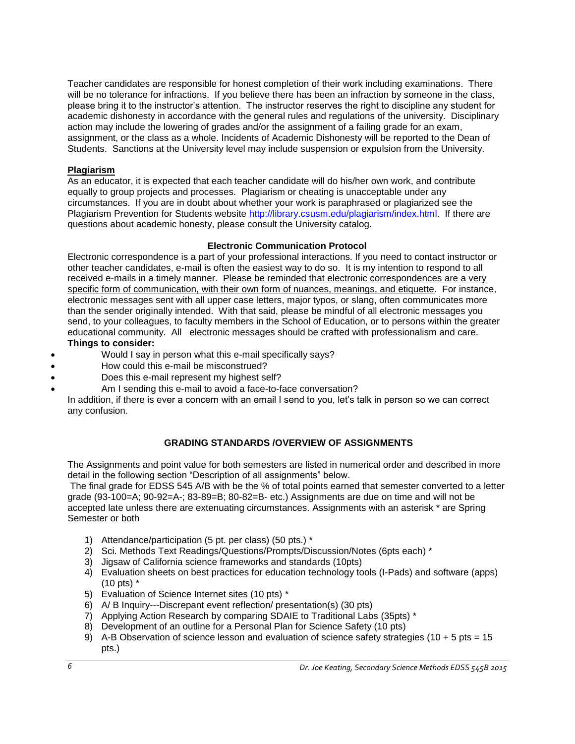Teacher candidates are responsible for honest completion of their work including examinations. There will be no tolerance for infractions. If you believe there has been an infraction by someone in the class, please bring it to the instructor's attention. The instructor reserves the right to discipline any student for academic dishonesty in accordance with the general rules and regulations of the university. Disciplinary action may include the lowering of grades and/or the assignment of a failing grade for an exam, assignment, or the class as a whole. Incidents of Academic Dishonesty will be reported to the Dean of Students. Sanctions at the University level may include suspension or expulsion from the University.

**Plagiarism**

As an educator, it is expected that each teacher candidate will do his/her own work, and contribute equally to group projects and processes. Plagiarism or cheating is unacceptable under any circumstances. If you are in doubt about whether your work is paraphrased or plagiarized see the Plagiarism Prevention for Students website http://library.csusm.edu/plagiarism/index.html. If there are questions about academic honesty, please consult the University catalog.

**Electronic Communication Protocol**

Electronic correspondence is a part of your professional interactions. If you need to contact instructor or other teacher candidates, e-mail is often the easiest way to do so. It is my intention to respond to all received e-mails in a timely manner. Please be reminded that electronic correspondences are a very specific form of communication, with their own form of nuances, meanings, and etiquette. For instance, electronic messages sent with all upper case letters, major typos, or slang, often communicates more than the sender originally intended. With that said, please be mindful of all electronic messages you send, to your colleagues, to faculty members in the School of Education, or to persons within the greater educational community. All electronic messages should be crafted with professionalism and care.

**Things to consider:**

- Would I say in person what this e-mail specifically says?
- How could this e-mail be misconstrued?
- Does this e-mail represent my highest self?
- Am I sending this e-mail to avoid a face-to-face conversation?

In addition, if there is ever a concern with an email I send to you, let's talk in person so we can correct any confusion.

**GRADING STANDARDS /OVERVIEW OF ASSIGNMENTS**

The Assignments and point value for both semesters are listed in numerical order and described in more detail in the following section "Description of all assignments" below.

The final grade for EDSS 545 A/B with be the % of total points earned that semester converted to a letter grade (93-100=A; 90-92=A-; 83-89=B; 80-82=B- etc.) Assignments are due on time and will not be accepted late unless there are extenuating circumstances. Assignments with an asterisk * are Spring Semester or both

1) Attendance/participation (5 pt. per class) (50 pts.) *
2) Sci. Methods Text Readings/Questions/Prompts/Discussion/Notes (6pts each) *
3) Jigsaw of California science frameworks and standards (10pts)
4) Evaluation sheets on best practices for education technology tools (I-Pads) and software (apps) (10 pts) *
5) Evaluation of Science Internet sites (10 pts) *
6) A/ B Inquiry---Discrepant event reflection/ presentation(s) (30 pts)
7) Applying Action Research by comparing SDAIE to Traditional Labs (35pts) *
8) Development of an outline for a Personal Plan for Science Safety (10 pts)
9) A-B Observation of science lesson and evaluation of science safety strategies (10 + 5 pts = 15 pts.)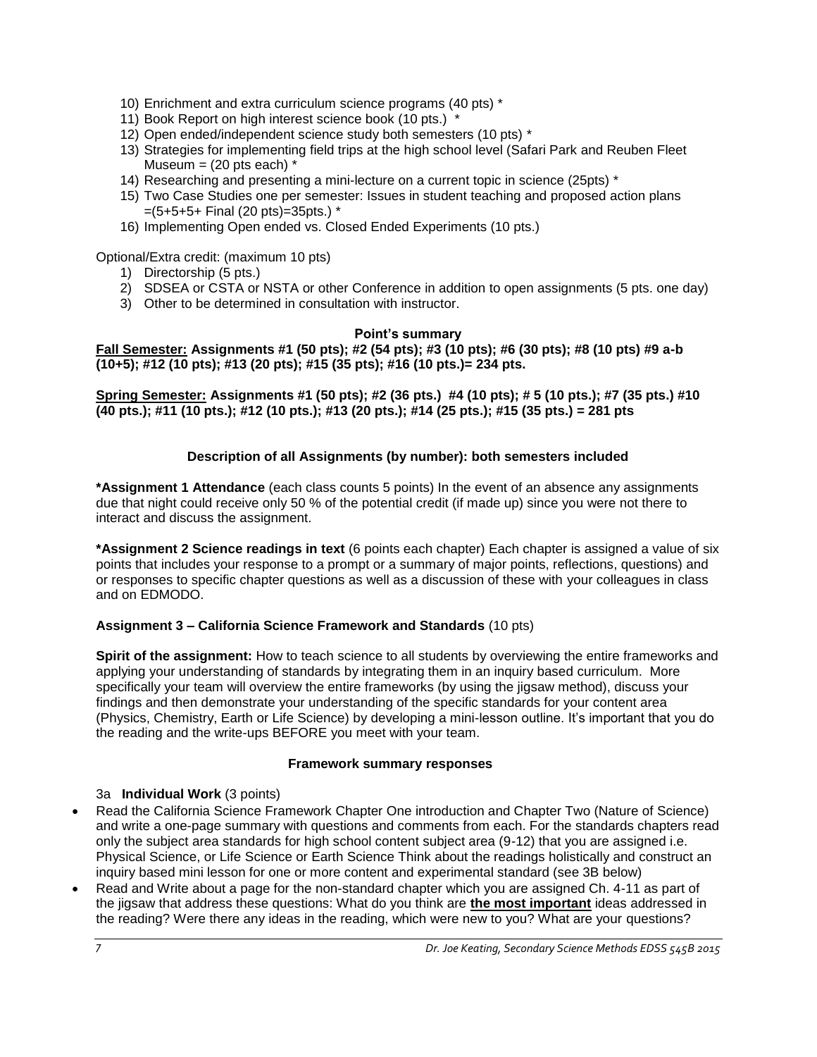10) Enrichment and extra curriculum science programs (40 pts) *
11) Book Report on high interest science book (10 pts.) *
12) Open ended/independent science study both semesters (10 pts) *
13) Strategies for implementing field trips at the high school level (Safari Park and Reuben Fleet Museum = (20 pts each) *
14) Researching and presenting a mini-lecture on a current topic in science (25pts) *
15) Two Case Studies one per semester: Issues in student teaching and proposed action plans =(5+5+5+ Final (20 pts)=35pts.) *
16) Implementing Open ended vs. Closed Ended Experiments (10 pts.)

Optional/Extra credit: (maximum 10 pts)

1) Directorship (5 pts.)
2) SDSEA or CSTA or NSTA or other Conference in addition to open assignments (5 pts. one day)
3) Other to be determined in consultation with instructor.

**Point's summary**

**<u>Fall Semester:</u> Assignments #1 (50 pts); #2 (54 pts); #3 (10 pts); #6 (30 pts); #8 (10 pts) #9 a-b (10+5); #12 (10 pts); #13 (20 pts); #15 (35 pts); #16 (10 pts.)= 234 pts.**

**<u>Spring Semester:</u> Assignments #1 (50 pts); #2 (36 pts.) #4 (10 pts); # 5 (10 pts.); #7 (35 pts.) #10 (40 pts.); #11 (10 pts.); #12 (10 pts.); #13 (20 pts.); #14 (25 pts.); #15 (35 pts.) = 281 pts**

**Description of all Assignments (by number): both semesters included**

**\*Assignment 1 Attendance** (each class counts 5 points) In the event of an absence any assignments due that night could receive only 50 % of the potential credit (if made up) since you were not there to interact and discuss the assignment.

**\*Assignment 2 Science readings in text** (6 points each chapter) Each chapter is assigned a value of six points that includes your response to a prompt or a summary of major points, reflections, questions) and or responses to specific chapter questions as well as a discussion of these with your colleagues in class and on EDMODO.

**Assignment 3 – California Science Framework and Standards** (10 pts)

**Spirit of the assignment:** How to teach science to all students by overviewing the entire frameworks and applying your understanding of standards by integrating them in an inquiry based curriculum. More specifically your team will overview the entire frameworks (by using the jigsaw method), discuss your findings and then demonstrate your understanding of the specific standards for your content area (Physics, Chemistry, Earth or Life Science) by developing a mini-lesson outline. It's important that you do the reading and the write-ups BEFORE you meet with your team.

**Framework summary responses**

3a **Individual Work** (3 points)

- Read the California Science Framework Chapter One introduction and Chapter Two (Nature of Science) and write a one-page summary with questions and comments from each. For the standards chapters read only the subject area standards for high school content subject area (9-12) that you are assigned i.e. Physical Science, or Life Science or Earth Science Think about the readings holistically and construct an inquiry based mini lesson for one or more content and experimental standard (see 3B below)
- Read and Write about a page for the non-standard chapter which you are assigned Ch. 4-11 as part of the jigsaw that address these questions: What do you think are **<u>the most important</u>** ideas addressed in the reading? Were there any ideas in the reading, which were new to you? What are your questions?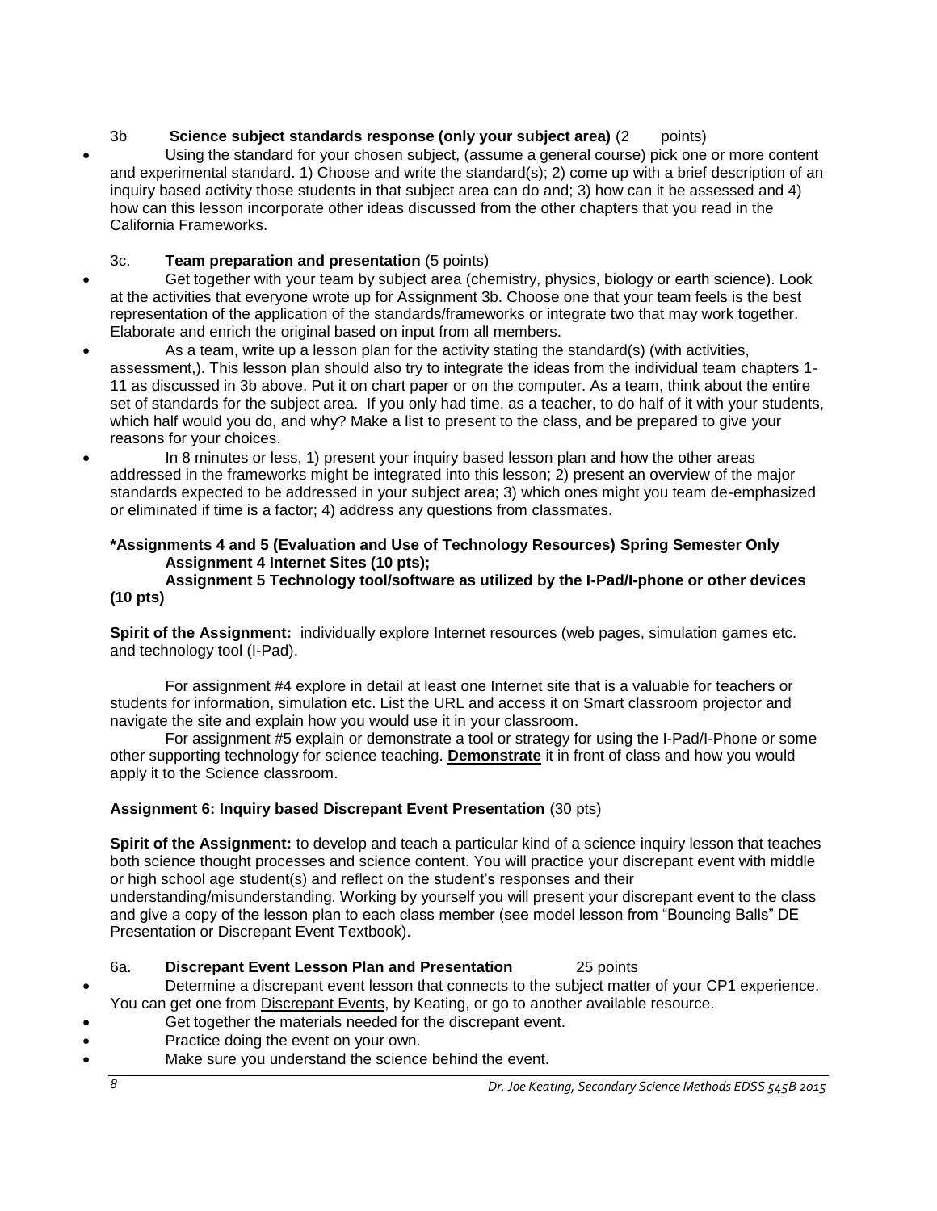3b **Science subject standards response (only your subject area)** (2 points)

- Using the standard for your chosen subject, (assume a general course) pick one or more content and experimental standard. 1) Choose and write the standard(s); 2) come up with a brief description of an inquiry based activity those students in that subject area can do and; 3) how can it be assessed and 4) how can this lesson incorporate other ideas discussed from the other chapters that you read in the California Frameworks.

3c. **Team preparation and presentation** (5 points)

- Get together with your team by subject area (chemistry, physics, biology or earth science). Look at the activities that everyone wrote up for Assignment 3b. Choose one that your team feels is the best representation of the application of the standards/frameworks or integrate two that may work together. Elaborate and enrich the original based on input from all members.
- As a team, write up a lesson plan for the activity stating the standard(s) (with activities, assessment,). This lesson plan should also try to integrate the ideas from the individual team chapters 1-11 as discussed in 3b above. Put it on chart paper or on the computer. As a team, think about the entire set of standards for the subject area. If you only had time, as a teacher, to do half of it with your students, which half would you do, and why? Make a list to present to the class, and be prepared to give your reasons for your choices.
- In 8 minutes or less, 1) present your inquiry based lesson plan and how the other areas addressed in the frameworks might be integrated into this lesson; 2) present an overview of the major standards expected to be addressed in your subject area; 3) which ones might you team de-emphasized or eliminated if time is a factor; 4) address any questions from classmates.

**\*Assignments 4 and 5 (Evaluation and Use of Technology Resources) Spring Semester Only**
**Assignment 4 Internet Sites (10 pts);**
**Assignment 5 Technology tool/software as utilized by the I-Pad/I-phone or other devices (10 pts)**

**Spirit of the Assignment:** individually explore Internet resources (web pages, simulation games etc. and technology tool (I-Pad).

For assignment #4 explore in detail at least one Internet site that is a valuable for teachers or students for information, simulation etc. List the URL and access it on Smart classroom projector and navigate the site and explain how you would use it in your classroom.

For assignment #5 explain or demonstrate a tool or strategy for using the I-Pad/I-Phone or some other supporting technology for science teaching. **Demonstrate** it in front of class and how you would apply it to the Science classroom.

**Assignment 6: Inquiry based Discrepant Event Presentation** (30 pts)

**Spirit of the Assignment:** to develop and teach a particular kind of a science inquiry lesson that teaches both science thought processes and science content. You will practice your discrepant event with middle or high school age student(s) and reflect on the student's responses and their understanding/misunderstanding. Working by yourself you will present your discrepant event to the class and give a copy of the lesson plan to each class member (see model lesson from "Bouncing Balls" DE Presentation or Discrepant Event Textbook).

6a. **Discrepant Event Lesson Plan and Presentation** 25 points

- Determine a discrepant event lesson that connects to the subject matter of your CP1 experience. You can get one from Discrepant Events, by Keating, or go to another available resource.
- Get together the materials needed for the discrepant event.
- Practice doing the event on your own.
- Make sure you understand the science behind the event.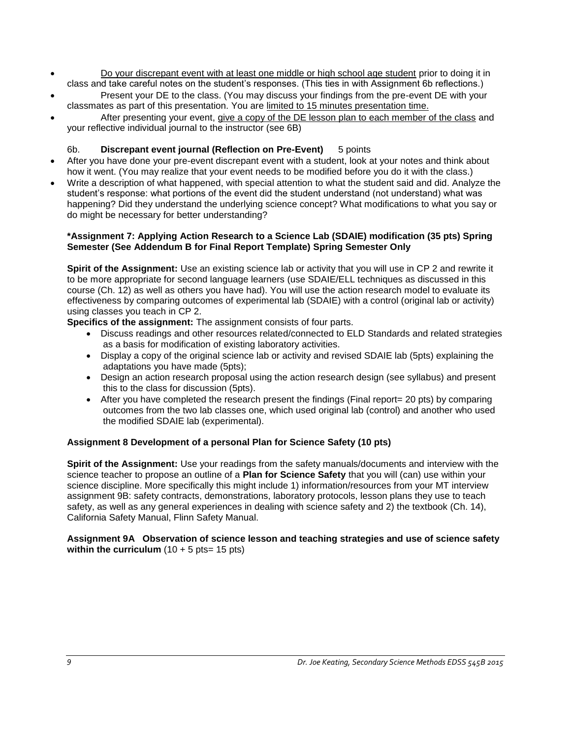- Do your discrepant event with at least one middle or high school age student prior to doing it in class and take careful notes on the student's responses. (This ties in with Assignment 6b reflections.)
- Present your DE to the class. (You may discuss your findings from the pre-event DE with your classmates as part of this presentation. You are limited to 15 minutes presentation time.
- After presenting your event, give a copy of the DE lesson plan to each member of the class and your reflective individual journal to the instructor (see 6B)

6b. **Discrepant event journal (Reflection on Pre-Event)** 5 points

- After you have done your pre-event discrepant event with a student, look at your notes and think about how it went. (You may realize that your event needs to be modified before you do it with the class.)
- Write a description of what happened, with special attention to what the student said and did. Analyze the student's response: what portions of the event did the student understand (not understand) what was happening? Did they understand the underlying science concept? What modifications to what you say or do might be necessary for better understanding?

**\*Assignment 7: Applying Action Research to a Science Lab (SDAIE) modification (35 pts) Spring Semester (See Addendum B for Final Report Template) Spring Semester Only**

**Spirit of the Assignment:** Use an existing science lab or activity that you will use in CP 2 and rewrite it to be more appropriate for second language learners (use SDAIE/ELL techniques as discussed in this course (Ch. 12) as well as others you have had). You will use the action research model to evaluate its effectiveness by comparing outcomes of experimental lab (SDAIE) with a control (original lab or activity) using classes you teach in CP 2.

**Specifics of the assignment:** The assignment consists of four parts.

- Discuss readings and other resources related/connected to ELD Standards and related strategies as a basis for modification of existing laboratory activities.
- Display a copy of the original science lab or activity and revised SDAIE lab (5pts) explaining the adaptations you have made (5pts);
- Design an action research proposal using the action research design (see syllabus) and present this to the class for discussion (5pts).
- After you have completed the research present the findings (Final report= 20 pts) by comparing outcomes from the two lab classes one, which used original lab (control) and another who used the modified SDAIE lab (experimental).

**Assignment 8 Development of a personal Plan for Science Safety (10 pts)**

**Spirit of the Assignment:** Use your readings from the safety manuals/documents and interview with the science teacher to propose an outline of a **Plan for Science Safety** that you will (can) use within your science discipline. More specifically this might include 1) information/resources from your MT interview assignment 9B: safety contracts, demonstrations, laboratory protocols, lesson plans they use to teach safety, as well as any general experiences in dealing with science safety and 2) the textbook (Ch. 14), California Safety Manual, Flinn Safety Manual.

**Assignment 9A Observation of science lesson and teaching strategies and use of science safety within the curriculum** (10 + 5 pts= 15 pts)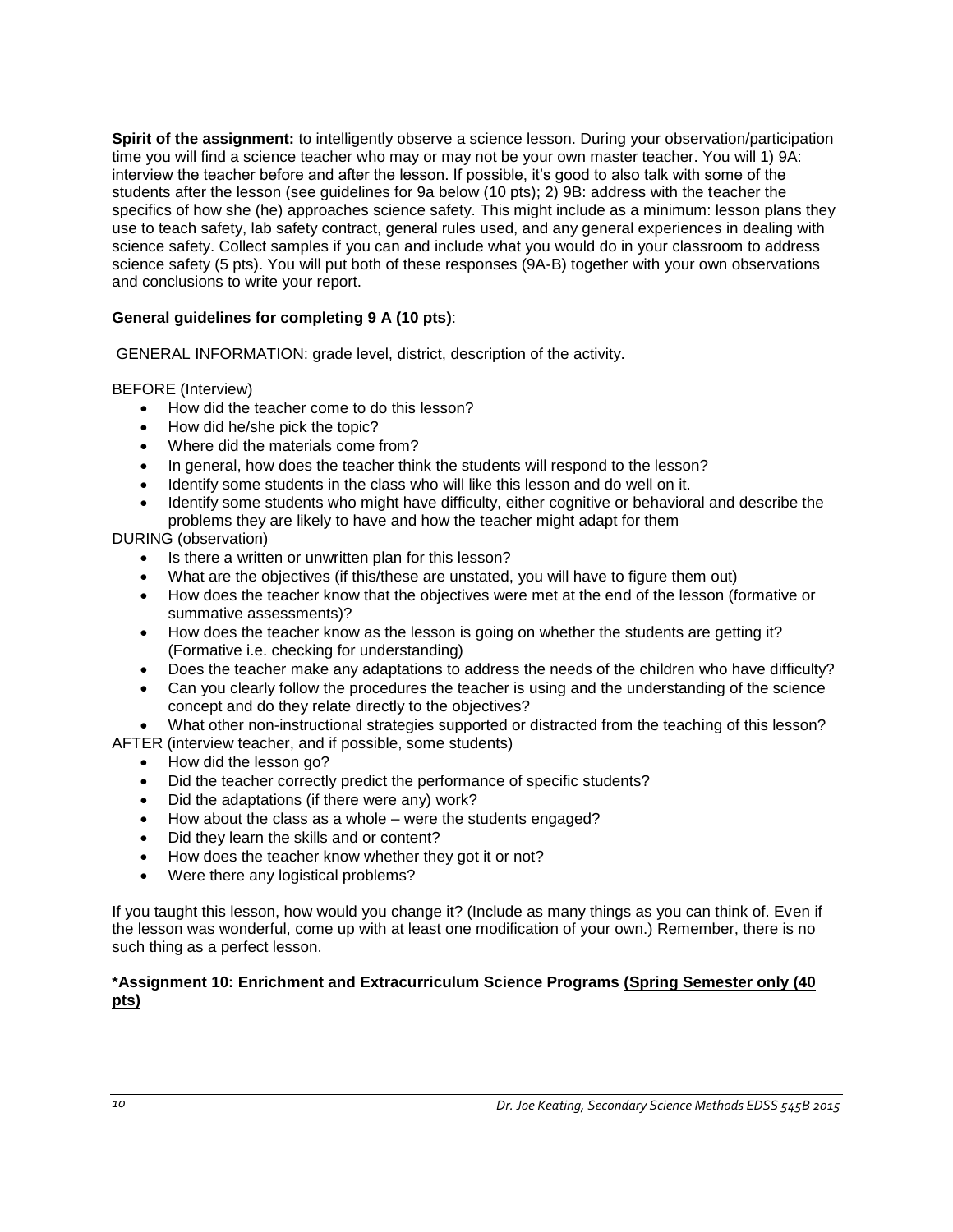**Spirit of the assignment:** to intelligently observe a science lesson. During your observation/participation time you will find a science teacher who may or may not be your own master teacher. You will 1) 9A: interview the teacher before and after the lesson. If possible, it's good to also talk with some of the students after the lesson (see guidelines for 9a below (10 pts); 2) 9B: address with the teacher the specifics of how she (he) approaches science safety. This might include as a minimum: lesson plans they use to teach safety, lab safety contract, general rules used, and any general experiences in dealing with science safety. Collect samples if you can and include what you would do in your classroom to address science safety (5 pts). You will put both of these responses (9A-B) together with your own observations and conclusions to write your report.

**General guidelines for completing 9 A (10 pts)**:

GENERAL INFORMATION: grade level, district, description of the activity.

BEFORE (Interview)

- How did the teacher come to do this lesson?
- How did he/she pick the topic?
- Where did the materials come from?
- In general, how does the teacher think the students will respond to the lesson?
- Identify some students in the class who will like this lesson and do well on it.
- Identify some students who might have difficulty, either cognitive or behavioral and describe the problems they are likely to have and how the teacher might adapt for them

DURING (observation)

- Is there a written or unwritten plan for this lesson?
- What are the objectives (if this/these are unstated, you will have to figure them out)
- How does the teacher know that the objectives were met at the end of the lesson (formative or summative assessments)?
- How does the teacher know as the lesson is going on whether the students are getting it? (Formative i.e. checking for understanding)
- Does the teacher make any adaptations to address the needs of the children who have difficulty?
- Can you clearly follow the procedures the teacher is using and the understanding of the science concept and do they relate directly to the objectives?
- What other non-instructional strategies supported or distracted from the teaching of this lesson?

AFTER (interview teacher, and if possible, some students)

- How did the lesson go?
- Did the teacher correctly predict the performance of specific students?
- Did the adaptations (if there were any) work?
- How about the class as a whole – were the students engaged?
- Did they learn the skills and or content?
- How does the teacher know whether they got it or not?
- Were there any logistical problems?

If you taught this lesson, how would you change it? (Include as many things as you can think of. Even if the lesson was wonderful, come up with at least one modification of your own.) Remember, there is no such thing as a perfect lesson.

**\*Assignment 10: Enrichment and Extracurriculum Science Programs <u>(Spring Semester only (40 pts)</u>**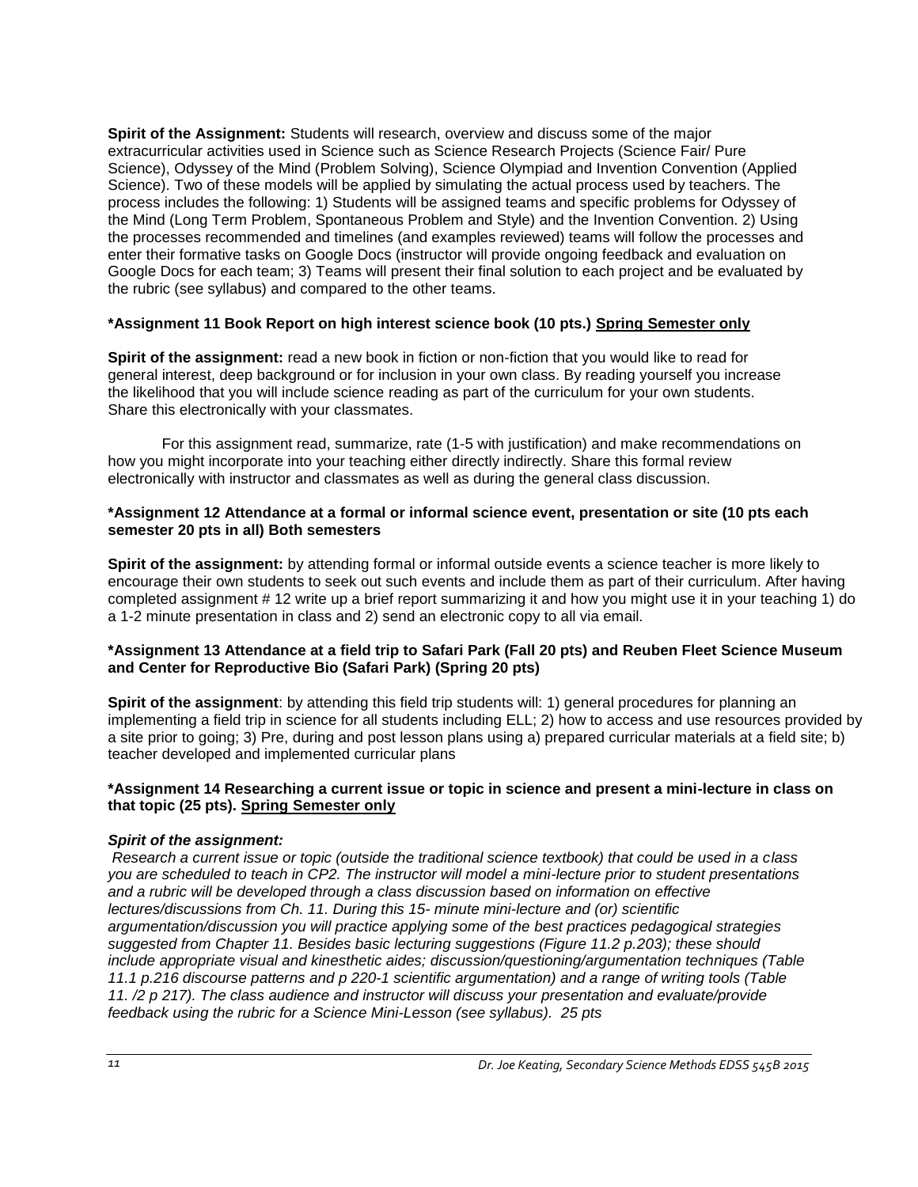**Spirit of the Assignment:** Students will research, overview and discuss some of the major extracurricular activities used in Science such as Science Research Projects (Science Fair/ Pure Science), Odyssey of the Mind (Problem Solving), Science Olympiad and Invention Convention (Applied Science). Two of these models will be applied by simulating the actual process used by teachers. The process includes the following: 1) Students will be assigned teams and specific problems for Odyssey of the Mind (Long Term Problem, Spontaneous Problem and Style) and the Invention Convention. 2) Using the processes recommended and timelines (and examples reviewed) teams will follow the processes and enter their formative tasks on Google Docs (instructor will provide ongoing feedback and evaluation on Google Docs for each team; 3) Teams will present their final solution to each project and be evaluated by the rubric (see syllabus) and compared to the other teams.

**\*Assignment 11 Book Report on high interest science book (10 pts.) <u>Spring Semester only</u>**

**Spirit of the assignment:** read a new book in fiction or non-fiction that you would like to read for general interest, deep background or for inclusion in your own class. By reading yourself you increase the likelihood that you will include science reading as part of the curriculum for your own students. Share this electronically with your classmates.

For this assignment read, summarize, rate (1-5 with justification) and make recommendations on how you might incorporate into your teaching either directly indirectly. Share this formal review electronically with instructor and classmates as well as during the general class discussion.

**\*Assignment 12 Attendance at a formal or informal science event, presentation or site (10 pts each semester 20 pts in all) Both semesters**

**Spirit of the assignment:** by attending formal or informal outside events a science teacher is more likely to encourage their own students to seek out such events and include them as part of their curriculum. After having completed assignment # 12 write up a brief report summarizing it and how you might use it in your teaching 1) do a 1-2 minute presentation in class and 2) send an electronic copy to all via email.

**\*Assignment 13 Attendance at a field trip to Safari Park (Fall 20 pts) and Reuben Fleet Science Museum and Center for Reproductive Bio (Safari Park) (Spring 20 pts)**

**Spirit of the assignment**: by attending this field trip students will: 1) general procedures for planning an implementing a field trip in science for all students including ELL; 2) how to access and use resources provided by a site prior to going; 3) Pre, during and post lesson plans using a) prepared curricular materials at a field site; b) teacher developed and implemented curricular plans

**\*Assignment 14 Researching a current issue or topic in science and present a mini-lecture in class on that topic (25 pts). <u>Spring Semester only</u>**

***Spirit of the assignment:***

*Research a current issue or topic (outside the traditional science textbook) that could be used in a class you are scheduled to teach in CP2. The instructor will model a mini-lecture prior to student presentations and a rubric will be developed through a class discussion based on information on effective lectures/discussions from Ch. 11. During this 15- minute mini-lecture and (or) scientific argumentation/discussion you will practice applying some of the best practices pedagogical strategies suggested from Chapter 11. Besides basic lecturing suggestions (Figure 11.2 p.203); these should include appropriate visual and kinesthetic aides; discussion/questioning/argumentation techniques (Table 11.1 p.216 discourse patterns and p 220-1 scientific argumentation) and a range of writing tools (Table 11. /2 p 217). The class audience and instructor will discuss your presentation and evaluate/provide feedback using the rubric for a Science Mini-Lesson (see syllabus). 25 pts*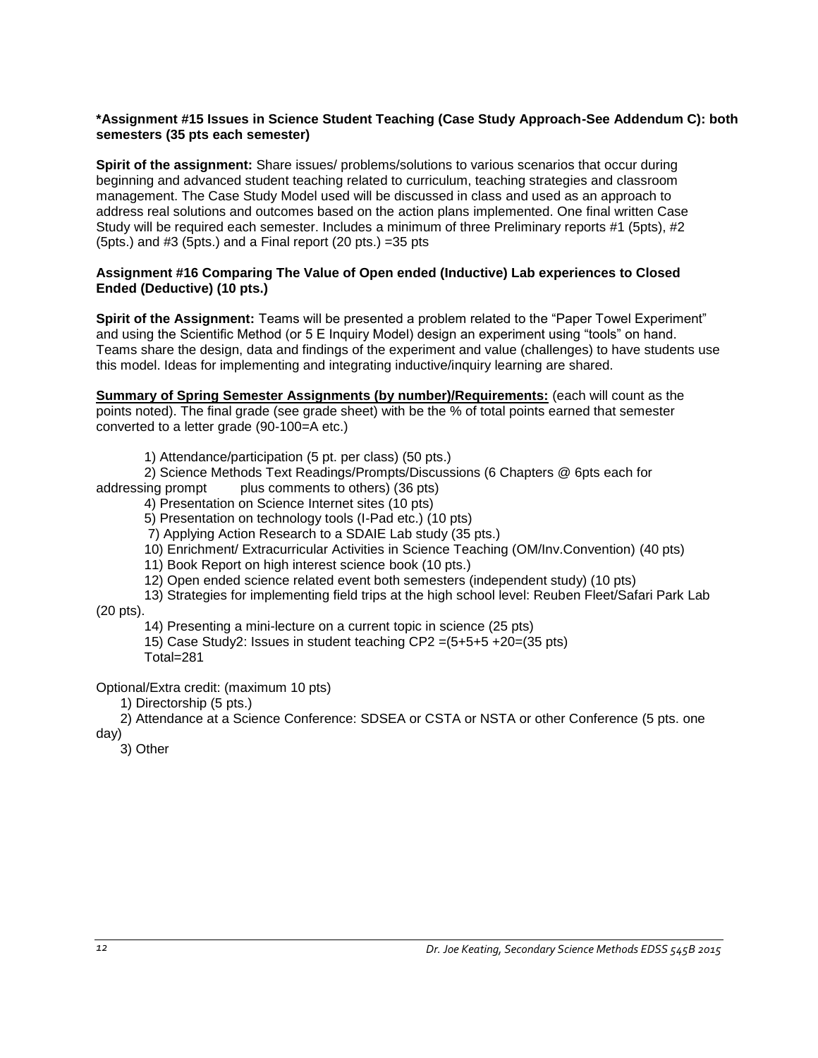**\*Assignment #15 Issues in Science Student Teaching (Case Study Approach-See Addendum C): both semesters (35 pts each semester)**

**Spirit of the assignment:** Share issues/ problems/solutions to various scenarios that occur during beginning and advanced student teaching related to curriculum, teaching strategies and classroom management. The Case Study Model used will be discussed in class and used as an approach to address real solutions and outcomes based on the action plans implemented. One final written Case Study will be required each semester. Includes a minimum of three Preliminary reports #1 (5pts), #2 (5pts.) and #3 (5pts.) and a Final report (20 pts.) =35 pts

**Assignment #16 Comparing The Value of Open ended (Inductive) Lab experiences to Closed Ended (Deductive) (10 pts.)**

**Spirit of the Assignment:** Teams will be presented a problem related to the "Paper Towel Experiment" and using the Scientific Method (or 5 E Inquiry Model) design an experiment using "tools" on hand. Teams share the design, data and findings of the experiment and value (challenges) to have students use this model. Ideas for implementing and integrating inductive/inquiry learning are shared.

**Summary of Spring Semester Assignments (by number)/Requirements:** (each will count as the points noted). The final grade (see grade sheet) with be the % of total points earned that semester converted to a letter grade (90-100=A etc.)

1) Attendance/participation (5 pt. per class) (50 pts.)
2) Science Methods Text Readings/Prompts/Discussions (6 Chapters @ 6pts each for addressing prompt plus comments to others) (36 pts)
4) Presentation on Science Internet sites (10 pts)
5) Presentation on technology tools (I-Pad etc.) (10 pts)
7) Applying Action Research to a SDAIE Lab study (35 pts.)
10) Enrichment/ Extracurricular Activities in Science Teaching (OM/Inv.Convention) (40 pts)
11) Book Report on high interest science book (10 pts.)
12) Open ended science related event both semesters (independent study) (10 pts)
13) Strategies for implementing field trips at the high school level: Reuben Fleet/Safari Park Lab (20 pts).
14) Presenting a mini-lecture on a current topic in science (25 pts)
15) Case Study2: Issues in student teaching CP2 =(5+5+5 +20=(35 pts)
Total=281

Optional/Extra credit: (maximum 10 pts)

1) Directorship (5 pts.)
2) Attendance at a Science Conference: SDSEA or CSTA or NSTA or other Conference (5 pts. one day)
3) Other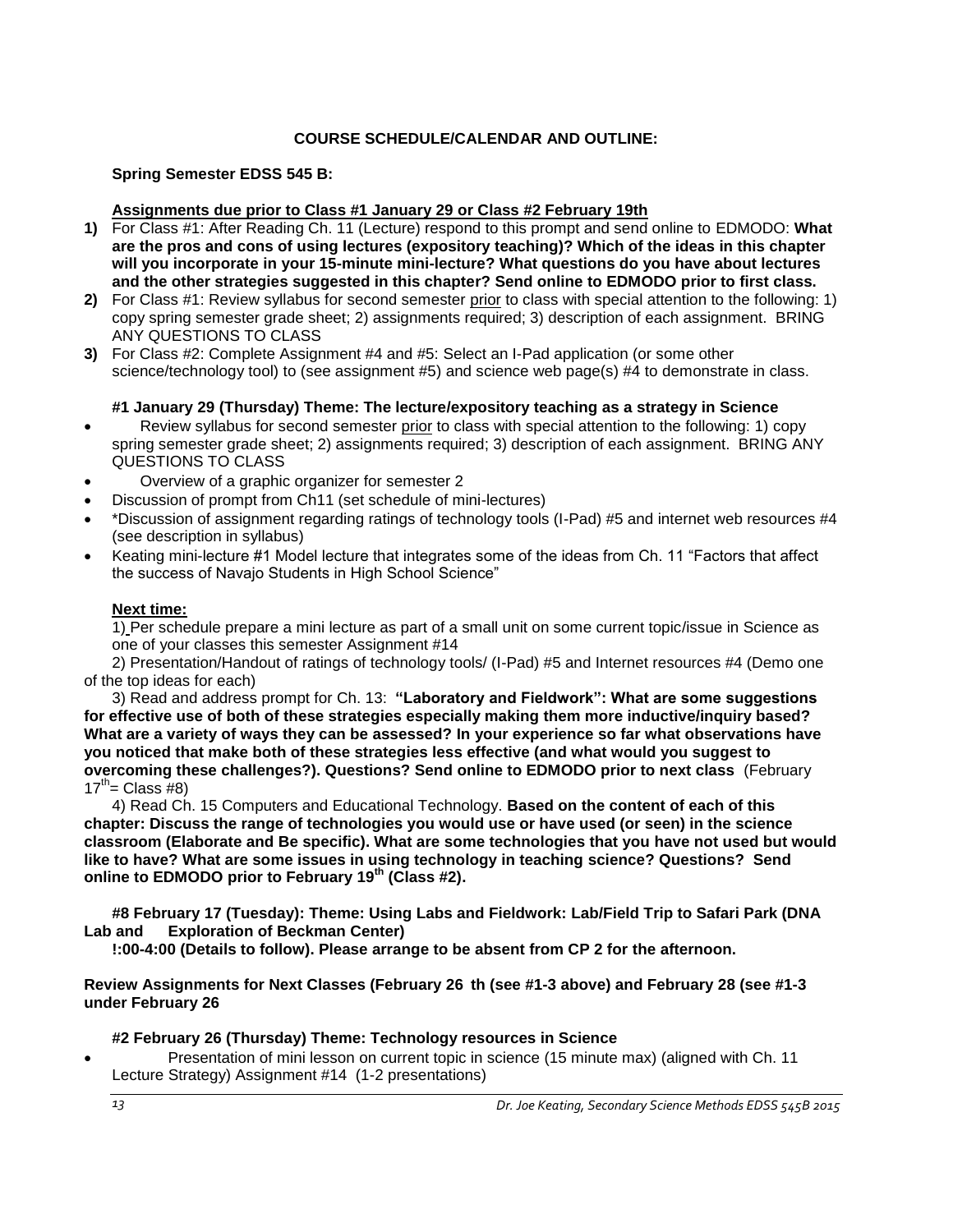**COURSE SCHEDULE/CALENDAR AND OUTLINE:**

**Spring Semester EDSS 545 B:**

**Assignments due prior to Class #1 January 29 or Class #2 February 19th**

1) For Class #1: After Reading Ch. 11 (Lecture) respond to this prompt and send online to EDMODO: **What are the pros and cons of using lectures (expository teaching)? Which of the ideas in this chapter will you incorporate in your 15-minute mini-lecture? What questions do you have about lectures and the other strategies suggested in this chapter? Send online to EDMODO prior to first class.**
2) For Class #1: Review syllabus for second semester prior to class with special attention to the following: 1) copy spring semester grade sheet; 2) assignments required; 3) description of each assignment. BRING ANY QUESTIONS TO CLASS
3) For Class #2: Complete Assignment #4 and #5: Select an I-Pad application (or some other science/technology tool) to (see assignment #5) and science web page(s) #4 to demonstrate in class.

**#1 January 29 (Thursday) Theme: The lecture/expository teaching as a strategy in Science**

- Review syllabus for second semester prior to class with special attention to the following: 1) copy spring semester grade sheet; 2) assignments required; 3) description of each assignment. BRING ANY QUESTIONS TO CLASS
- Overview of a graphic organizer for semester 2
- Discussion of prompt from Ch11 (set schedule of mini-lectures)
- *Discussion of assignment regarding ratings of technology tools (I-Pad) #5 and internet web resources #4 (see description in syllabus)
- Keating mini-lecture #1 Model lecture that integrates some of the ideas from Ch. 11 "Factors that affect the success of Navajo Students in High School Science"

**Next time:**

1) Per schedule prepare a mini lecture as part of a small unit on some current topic/issue in Science as one of your classes this semester Assignment #14

2) Presentation/Handout of ratings of technology tools/ (I-Pad) #5 and Internet resources #4 (Demo one of the top ideas for each)

3) Read and address prompt for Ch. 13: **"Laboratory and Fieldwork": What are some suggestions for effective use of both of these strategies especially making them more inductive/inquiry based? What are a variety of ways they can be assessed? In your experience so far what observations have you noticed that make both of these strategies less effective (and what would you suggest to overcoming these challenges?). Questions? Send online to EDMODO prior to next class** (February 17th= Class #8)

4) Read Ch. 15 Computers and Educational Technology. **Based on the content of each of this chapter: Discuss the range of technologies you would use or have used (or seen) in the science classroom (Elaborate and Be specific). What are some technologies that you have not used but would like to have? What are some issues in using technology in teaching science? Questions? Send online to EDMODO prior to February 19th (Class #2).**

**#8 February 17 (Tuesday): Theme: Using Labs and Fieldwork: Lab/Field Trip to Safari Park (DNA Lab and Exploration of Beckman Center)**

**!:00-4:00 (Details to follow). Please arrange to be absent from CP 2 for the afternoon.**

**Review Assignments for Next Classes (February 26 th (see #1-3 above) and February 28 (see #1-3 under February 26**

**#2 February 26 (Thursday) Theme: Technology resources in Science**

- Presentation of mini lesson on current topic in science (15 minute max) (aligned with Ch. 11 Lecture Strategy) Assignment #14 (1-2 presentations)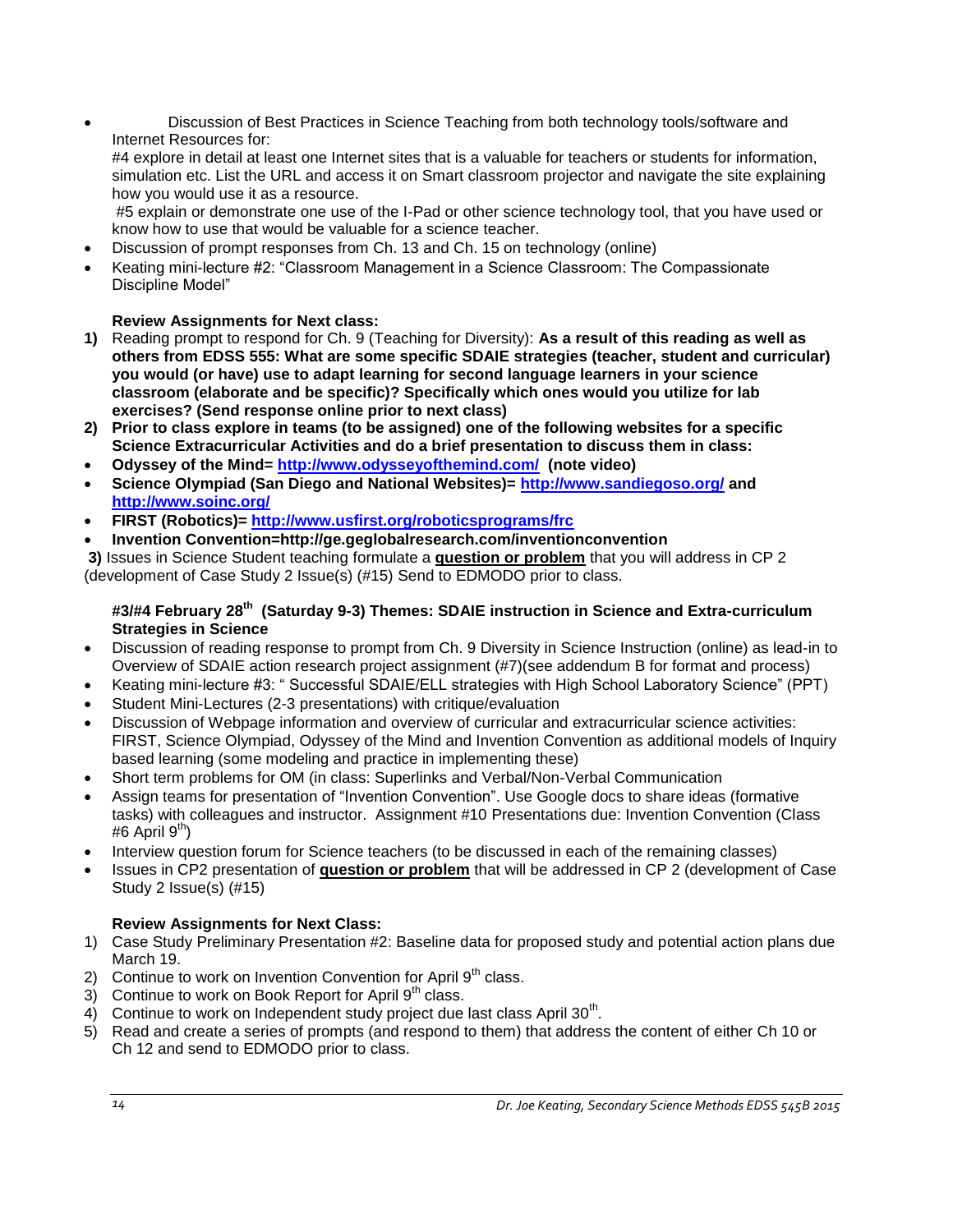- Discussion of Best Practices in Science Teaching from both technology tools/software and Internet Resources for:
  #4 explore in detail at least one Internet sites that is a valuable for teachers or students for information, simulation etc. List the URL and access it on Smart classroom projector and navigate the site explaining how you would use it as a resource.
  #5 explain or demonstrate one use of the I-Pad or other science technology tool, that you have used or know how to use that would be valuable for a science teacher.
- Discussion of prompt responses from Ch. 13 and Ch. 15 on technology (online)
- Keating mini-lecture #2: "Classroom Management in a Science Classroom: The Compassionate Discipline Model"

**Review Assignments for Next class:**

1) Reading prompt to respond for Ch. 9 (Teaching for Diversity): **As a result of this reading as well as others from EDSS 555: What are some specific SDAIE strategies (teacher, student and curricular) you would (or have) use to adapt learning for second language learners in your science classroom (elaborate and be specific)? Specifically which ones would you utilize for lab exercises? (Send response online prior to next class)**
2) **Prior to class explore in teams (to be assigned) one of the following websites for a specific Science Extracurricular Activities and do a brief presentation to discuss them in class:**

- **Odyssey of the Mind= http://www.odysseyofthemind.com/ (note video)**
- **Science Olympiad (San Diego and National Websites)= http://www.sandiegoso.org/ and http://www.soinc.org/**
- **FIRST (Robotics)= http://www.usfirst.org/roboticsprograms/frc**
- **Invention Convention=http://ge.geglobalresearch.com/inventionconvention**

**3)** Issues in Science Student teaching formulate a **question or problem** that you will address in CP 2 (development of Case Study 2 Issue(s) (#15) Send to EDMODO prior to class.

**#3/#4 February 28th (Saturday 9-3) Themes: SDAIE instruction in Science and Extra-curriculum Strategies in Science**

- Discussion of reading response to prompt from Ch. 9 Diversity in Science Instruction (online) as lead-in to Overview of SDAIE action research project assignment (#7)(see addendum B for format and process)
- Keating mini-lecture #3: " Successful SDAIE/ELL strategies with High School Laboratory Science" (PPT)
- Student Mini-Lectures (2-3 presentations) with critique/evaluation
- Discussion of Webpage information and overview of curricular and extracurricular science activities: FIRST, Science Olympiad, Odyssey of the Mind and Invention Convention as additional models of Inquiry based learning (some modeling and practice in implementing these)
- Short term problems for OM (in class: Superlinks and Verbal/Non-Verbal Communication
- Assign teams for presentation of "Invention Convention". Use Google docs to share ideas (formative tasks) with colleagues and instructor. Assignment #10 Presentations due: Invention Convention (Class #6 April 9th)
- Interview question forum for Science teachers (to be discussed in each of the remaining classes)
- Issues in CP2 presentation of **question or problem** that will be addressed in CP 2 (development of Case Study 2 Issue(s) (#15)

**Review Assignments for Next Class:**

1) Case Study Preliminary Presentation #2: Baseline data for proposed study and potential action plans due March 19.
2) Continue to work on Invention Convention for April 9th class.
3) Continue to work on Book Report for April 9th class.
4) Continue to work on Independent study project due last class April 30th.
5) Read and create a series of prompts (and respond to them) that address the content of either Ch 10 or Ch 12 and send to EDMODO prior to class.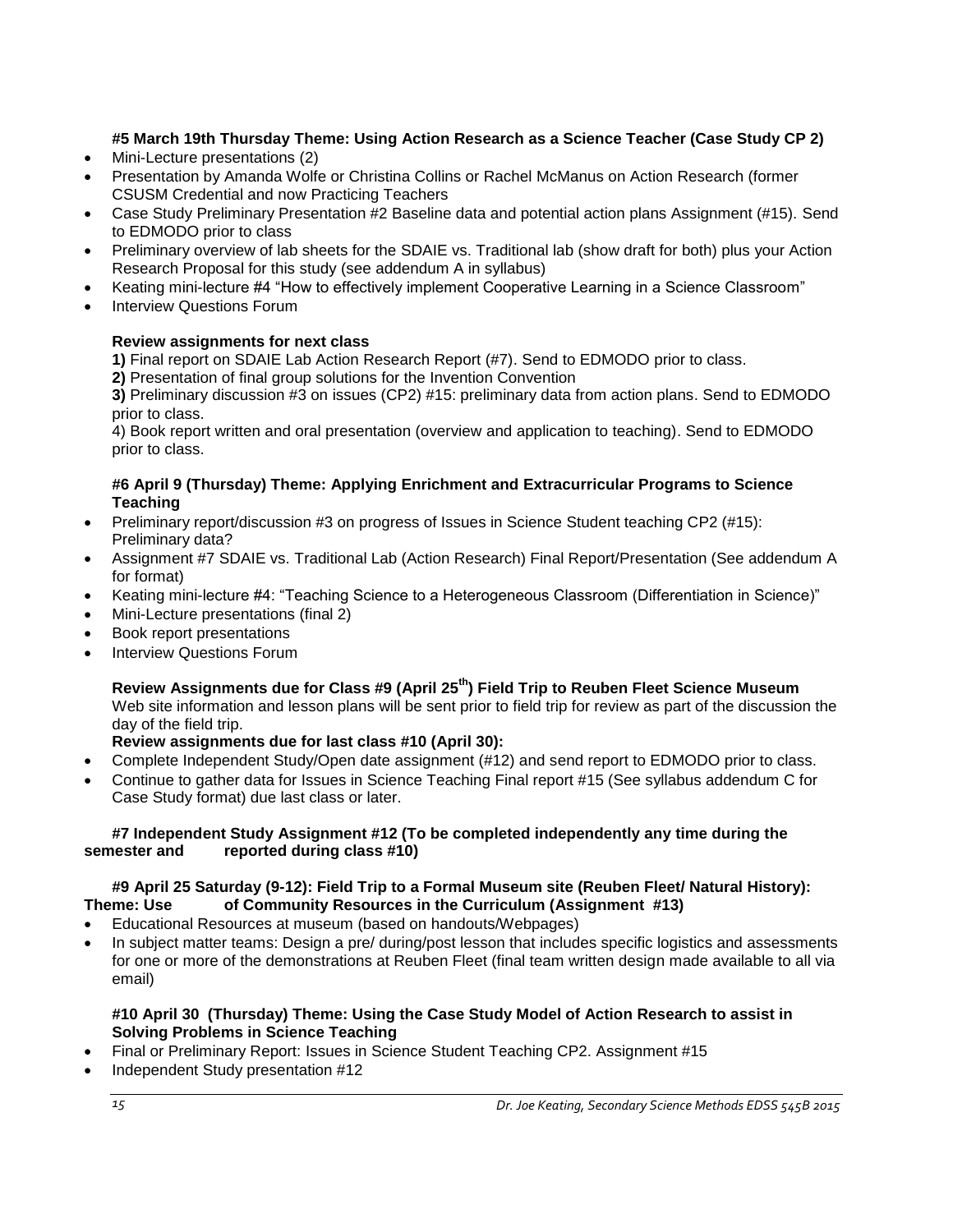**#5 March 19th Thursday Theme: Using Action Research as a Science Teacher (Case Study CP 2)**

- Mini-Lecture presentations (2)
- Presentation by Amanda Wolfe or Christina Collins or Rachel McManus on Action Research (former CSUSM Credential and now Practicing Teachers
- Case Study Preliminary Presentation #2 Baseline data and potential action plans Assignment (#15). Send to EDMODO prior to class
- Preliminary overview of lab sheets for the SDAIE vs. Traditional lab (show draft for both) plus your Action Research Proposal for this study (see addendum A in syllabus)
- Keating mini-lecture #4 "How to effectively implement Cooperative Learning in a Science Classroom"
- Interview Questions Forum

**Review assignments for next class**

**1)** Final report on SDAIE Lab Action Research Report (#7). Send to EDMODO prior to class.
**2)** Presentation of final group solutions for the Invention Convention
**3)** Preliminary discussion #3 on issues (CP2) #15: preliminary data from action plans. Send to EDMODO prior to class.
4) Book report written and oral presentation (overview and application to teaching). Send to EDMODO prior to class.

**#6 April 9 (Thursday) Theme: Applying Enrichment and Extracurricular Programs to Science Teaching**

- Preliminary report/discussion #3 on progress of Issues in Science Student teaching CP2 (#15): Preliminary data?
- Assignment #7 SDAIE vs. Traditional Lab (Action Research) Final Report/Presentation (See addendum A for format)
- Keating mini-lecture #4: "Teaching Science to a Heterogeneous Classroom (Differentiation in Science)"
- Mini-Lecture presentations (final 2)
- Book report presentations
- Interview Questions Forum

**Review Assignments due for Class #9 (April 25th) Field Trip to Reuben Fleet Science Museum**
Web site information and lesson plans will be sent prior to field trip for review as part of the discussion the day of the field trip.

**Review assignments due for last class #10 (April 30):**

- Complete Independent Study/Open date assignment (#12) and send report to EDMODO prior to class.
- Continue to gather data for Issues in Science Teaching Final report #15 (See syllabus addendum C for Case Study format) due last class or later.

**#7 Independent Study Assignment #12 (To be completed independently any time during the semester and reported during class #10)**

**#9 April 25 Saturday (9-12): Field Trip to a Formal Museum site (Reuben Fleet/ Natural History): Theme: Use of Community Resources in the Curriculum (Assignment #13)**

- Educational Resources at museum (based on handouts/Webpages)
- In subject matter teams: Design a pre/ during/post lesson that includes specific logistics and assessments for one or more of the demonstrations at Reuben Fleet (final team written design made available to all via email)

**#10 April 30 (Thursday) Theme: Using the Case Study Model of Action Research to assist in Solving Problems in Science Teaching**

- Final or Preliminary Report: Issues in Science Student Teaching CP2. Assignment #15
- Independent Study presentation #12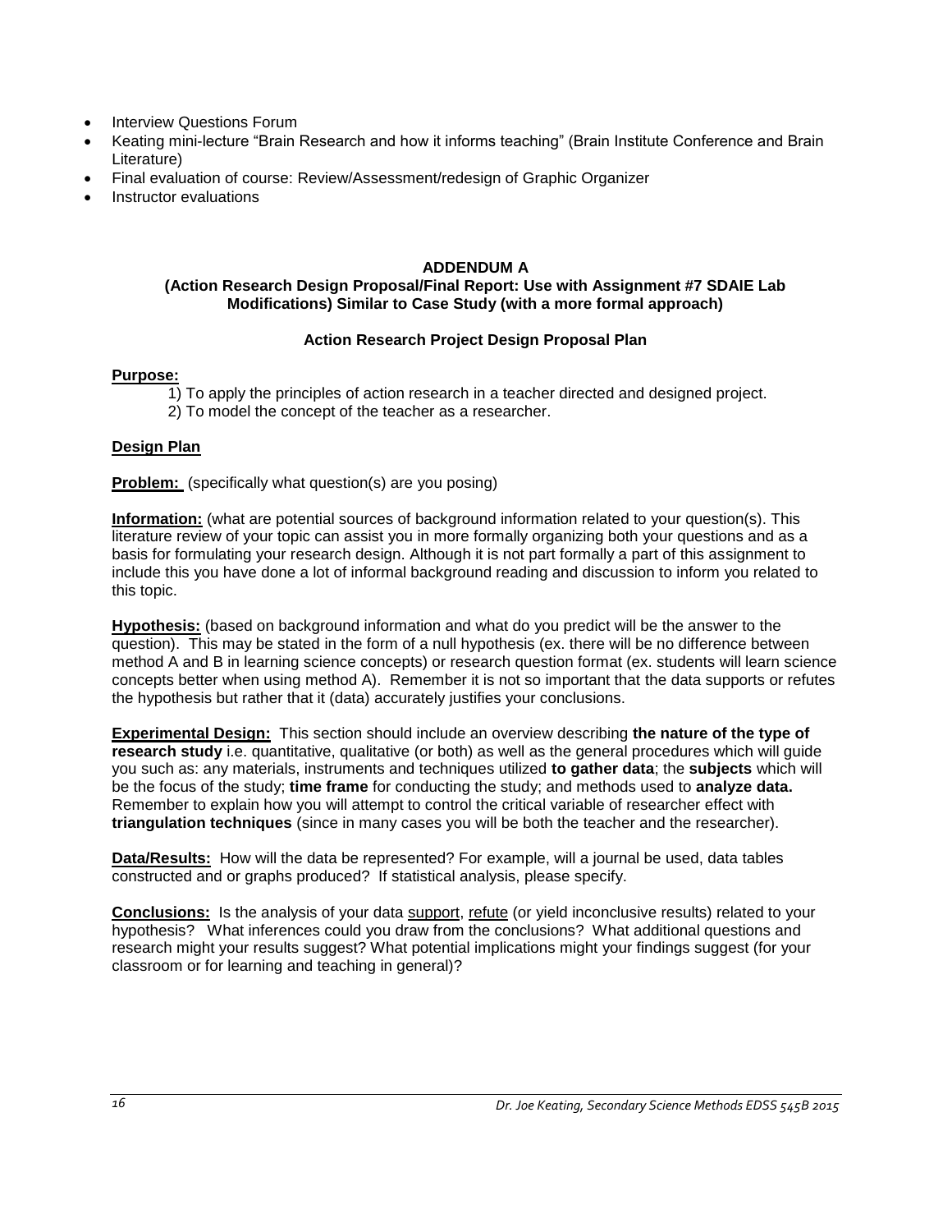- Interview Questions Forum
- Keating mini-lecture "Brain Research and how it informs teaching" (Brain Institute Conference and Brain Literature)
- Final evaluation of course: Review/Assessment/redesign of Graphic Organizer
- Instructor evaluations

## ADDENDUM A

### (Action Research Design Proposal/Final Report: Use with Assignment #7 SDAIE Lab Modifications) Similar to Case Study (with a more formal approach)

### Action Research Project Design Proposal Plan

**Purpose:**

1) To apply the principles of action research in a teacher directed and designed project.
2) To model the concept of the teacher as a researcher.

**Design Plan**

**Problem:** (specifically what question(s) are you posing)

**Information:** (what are potential sources of background information related to your question(s). This literature review of your topic can assist you in more formally organizing both your questions and as a basis for formulating your research design. Although it is not part formally a part of this assignment to include this you have done a lot of informal background reading and discussion to inform you related to this topic.

**Hypothesis:** (based on background information and what do you predict will be the answer to the question). This may be stated in the form of a null hypothesis (ex. there will be no difference between method A and B in learning science concepts) or research question format (ex. students will learn science concepts better when using method A). Remember it is not so important that the data supports or refutes the hypothesis but rather that it (data) accurately justifies your conclusions.

**Experimental Design:** This section should include an overview describing **the nature of the type of research study** i.e. quantitative, qualitative (or both) as well as the general procedures which will guide you such as: any materials, instruments and techniques utilized **to gather data**; the **subjects** which will be the focus of the study; **time frame** for conducting the study; and methods used to **analyze data.** Remember to explain how you will attempt to control the critical variable of researcher effect with **triangulation techniques** (since in many cases you will be both the teacher and the researcher).

**Data/Results:** How will the data be represented? For example, will a journal be used, data tables constructed and or graphs produced? If statistical analysis, please specify.

**Conclusions:** Is the analysis of your data support, refute (or yield inconclusive results) related to your hypothesis? What inferences could you draw from the conclusions? What additional questions and research might your results suggest? What potential implications might your findings suggest (for your classroom or for learning and teaching in general)?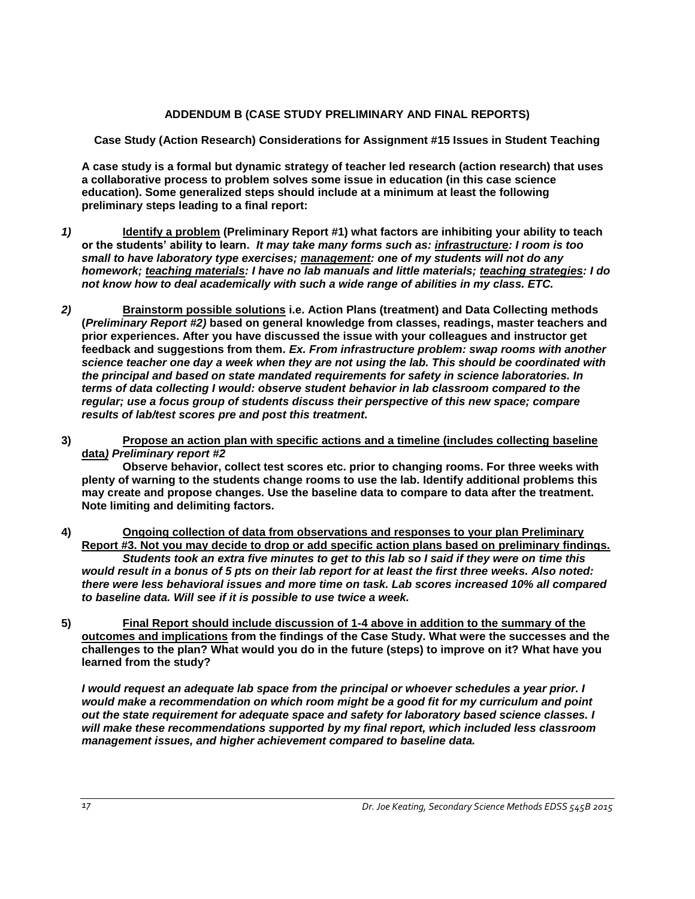## ADDENDUM B (CASE STUDY PRELIMINARY AND FINAL REPORTS)

**Case Study (Action Research) Considerations for Assignment #15 Issues in Student Teaching**

**A case study is a formal but dynamic strategy of teacher led research (action research) that uses a collaborative process to problem solves some issue in education (in this case science education). Some generalized steps should include at a minimum at least the following preliminary steps leading to a final report:**

***1)*** **<u>Identify a problem</u> (Preliminary Report #1) what factors are inhibiting your ability to teach or the students' ability to learn.** ***It may take many forms such as: <u>infrastructure</u>: I room is too small to have laboratory type exercises; <u>management</u>: one of my students will not do any homework; <u>teaching materials</u>: I have no lab manuals and little materials; <u>teaching strategies</u>: I do not know how to deal academically with such a wide range of abilities in my class. ETC.***

***2)*** **<u>Brainstorm possible solutions</u> i.e. Action Plans (treatment) and Data Collecting methods (*Preliminary Report #2)* based on general knowledge from classes, readings, master teachers and prior experiences. After you have discussed the issue with your colleagues and instructor get feedback and suggestions from them.** ***Ex. From infrastructure problem: swap rooms with another science teacher one day a week when they are not using the lab. This should be coordinated with the principal and based on state mandated requirements for safety in science laboratories. In terms of data collecting I would: observe student behavior in lab classroom compared to the regular; use a focus group of students discuss their perspective of this new space; compare results of lab/test scores pre and post this treatment.***

**3)** **<u>Propose an action plan with specific actions and a timeline (includes collecting baseline data</u>*)* *Preliminary report #2***

**Observe behavior, collect test scores etc. prior to changing rooms. For three weeks with plenty of warning to the students change rooms to use the lab. Identify additional problems this may create and propose changes. Use the baseline data to compare to data after the treatment. Note limiting and delimiting factors.**

**4)** **<u>Ongoing collection of data from observations and responses to your plan Preliminary Report #3. Not you may decide to drop or add specific action plans based on preliminary findings.</u>**

***Students took an extra five minutes to get to this lab so I said if they were on time this would result in a bonus of 5 pts on their lab report for at least the first three weeks. Also noted: there were less behavioral issues and more time on task. Lab scores increased 10% all compared to baseline data. Will see if it is possible to use twice a week.***

**5)** **<u>Final Report should include discussion of 1-4 above in addition to the summary of the outcomes and implications</u> from the findings of the Case Study. What were the successes and the challenges to the plan? What would you do in the future (steps) to improve on it? What have you learned from the study?**

***I would request an adequate lab space from the principal or whoever schedules a year prior. I would make a recommendation on which room might be a good fit for my curriculum and point out the state requirement for adequate space and safety for laboratory based science classes. I will make these recommendations supported by my final report, which included less classroom management issues, and higher achievement compared to baseline data.***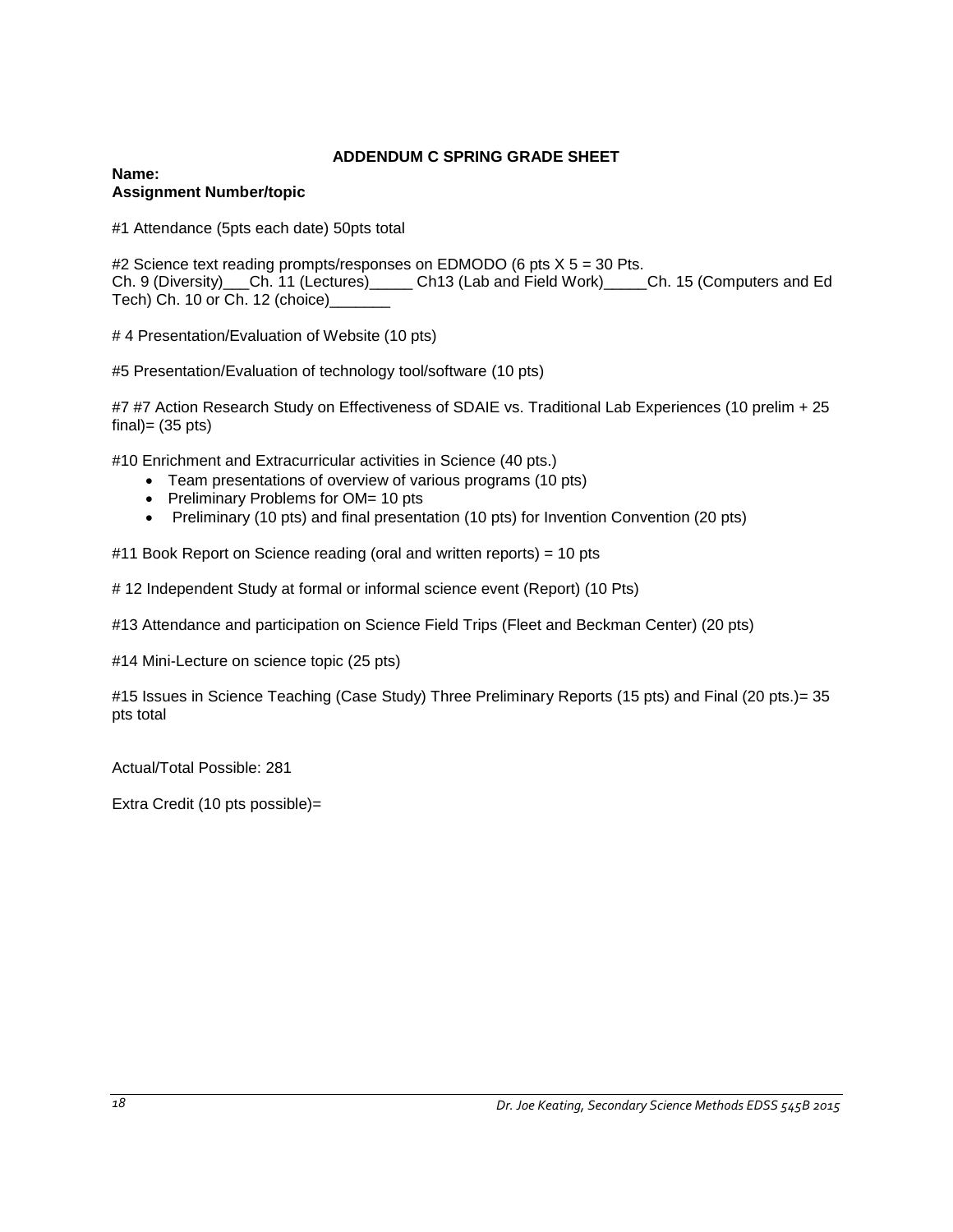## ADDENDUM C SPRING GRADE SHEET

**Name:**
**Assignment Number/topic**

#1 Attendance (5pts each date) 50pts total

#2 Science text reading prompts/responses on EDMODO (6 pts X 5 = 30 Pts.
Ch. 9 (Diversity)___Ch. 11 (Lectures)_____ Ch13 (Lab and Field Work)_____Ch. 15 (Computers and Ed Tech) Ch. 10 or Ch. 12 (choice)_______

# 4 Presentation/Evaluation of Website (10 pts)

#5 Presentation/Evaluation of technology tool/software (10 pts)

#7 #7 Action Research Study on Effectiveness of SDAIE vs. Traditional Lab Experiences (10 prelim + 25 final)= (35 pts)

#10 Enrichment and Extracurricular activities in Science (40 pts.)

- Team presentations of overview of various programs (10 pts)
- Preliminary Problems for OM= 10 pts
- Preliminary (10 pts) and final presentation (10 pts) for Invention Convention (20 pts)

#11 Book Report on Science reading (oral and written reports) = 10 pts

# 12 Independent Study at formal or informal science event (Report) (10 Pts)

#13 Attendance and participation on Science Field Trips (Fleet and Beckman Center) (20 pts)

#14 Mini-Lecture on science topic (25 pts)

#15 Issues in Science Teaching (Case Study) Three Preliminary Reports (15 pts) and Final (20 pts.)= 35 pts total

Actual/Total Possible: 281

Extra Credit (10 pts possible)=